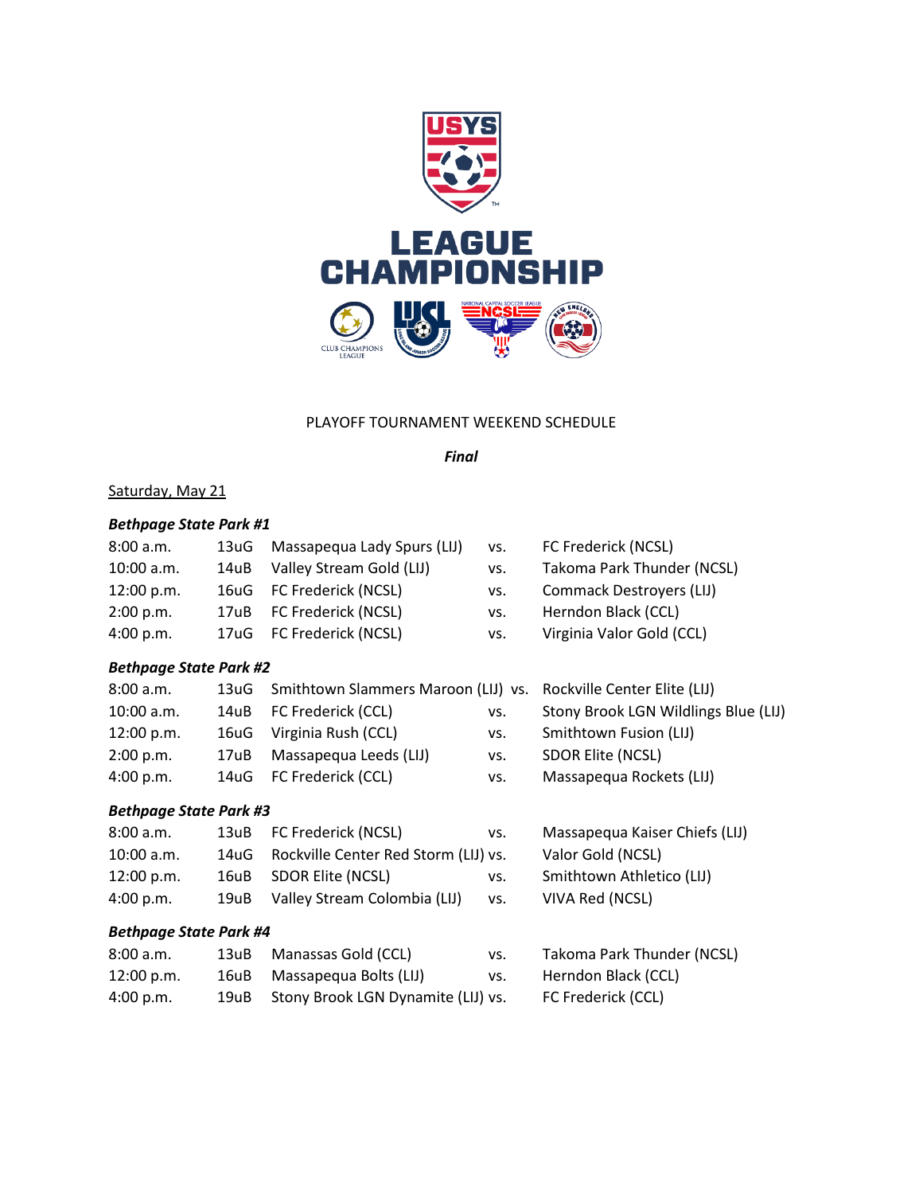# LEAGUE CHAMPIONSHIP

PLAYOFF TOURNAMENT WEEKEND SCHEDULE

***Final***

Saturday, May 21

***Bethpage State Park #1***

| | | | | |
|---|---|---|---|---|
| 8:00 a.m. | 13uG | Massapequa Lady Spurs (LIJ) | vs. | FC Frederick (NCSL) |
| 10:00 a.m. | 14uB | Valley Stream Gold (LIJ) | vs. | Takoma Park Thunder (NCSL) |
| 12:00 p.m. | 16uG | FC Frederick (NCSL) | vs. | Commack Destroyers (LIJ) |
| 2:00 p.m. | 17uB | FC Frederick (NCSL) | vs. | Herndon Black (CCL) |
| 4:00 p.m. | 17uG | FC Frederick (NCSL) | vs. | Virginia Valor Gold (CCL) |

***Bethpage State Park #2***

| | | | | |
|---|---|---|---|---|
| 8:00 a.m. | 13uG | Smithtown Slammers Maroon (LIJ) | vs. | Rockville Center Elite (LIJ) |
| 10:00 a.m. | 14uB | FC Frederick (CCL) | vs. | Stony Brook LGN Wildlings Blue (LIJ) |
| 12:00 p.m. | 16uG | Virginia Rush (CCL) | vs. | Smithtown Fusion (LIJ) |
| 2:00 p.m. | 17uB | Massapequa Leeds (LIJ) | vs. | SDOR Elite (NCSL) |
| 4:00 p.m. | 14uG | FC Frederick (CCL) | vs. | Massapequa Rockets (LIJ) |

***Bethpage State Park #3***

| | | | | |
|---|---|---|---|---|
| 8:00 a.m. | 13uB | FC Frederick (NCSL) | vs. | Massapequa Kaiser Chiefs (LIJ) |
| 10:00 a.m. | 14uG | Rockville Center Red Storm (LIJ) | vs. | Valor Gold (NCSL) |
| 12:00 p.m. | 16uB | SDOR Elite (NCSL) | vs. | Smithtown Athletico (LIJ) |
| 4:00 p.m. | 19uB | Valley Stream Colombia (LIJ) | vs. | VIVA Red (NCSL) |

***Bethpage State Park #4***

| | | | | |
|---|---|---|---|---|
| 8:00 a.m. | 13uB | Manassas Gold (CCL) | vs. | Takoma Park Thunder (NCSL) |
| 12:00 p.m. | 16uB | Massapequa Bolts (LIJ) | vs. | Herndon Black (CCL) |
| 4:00 p.m. | 19uB | Stony Brook LGN Dynamite (LIJ) | vs. | FC Frederick (CCL) |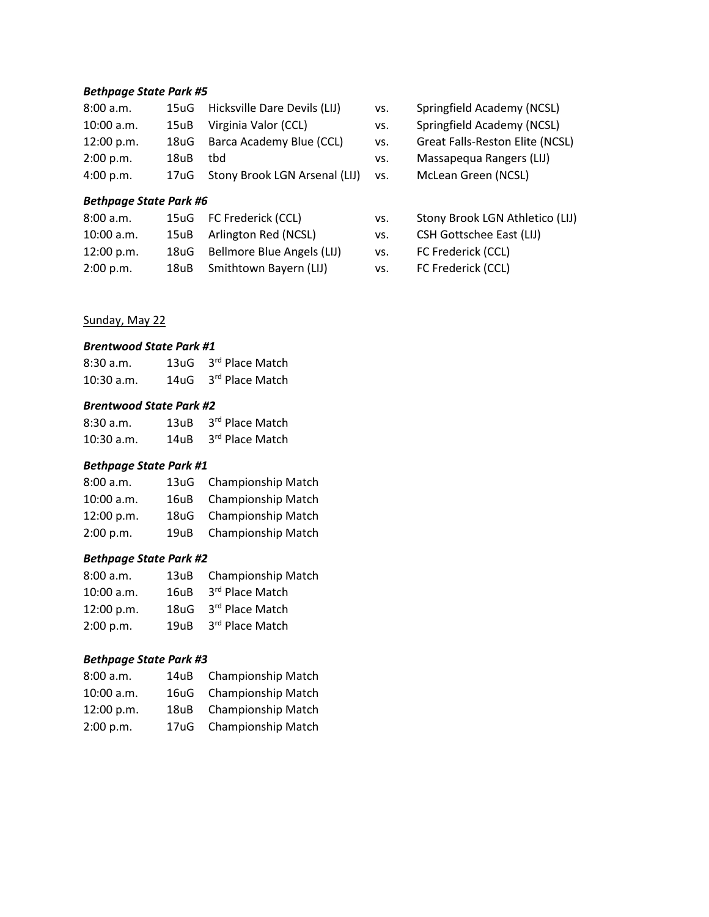***Bethpage State Park #5***

| | | | | |
|---|---|---|---|---|
| 8:00 a.m. | 15uG | Hicksville Dare Devils (LIJ) | vs. | Springfield Academy (NCSL) |
| 10:00 a.m. | 15uB | Virginia Valor (CCL) | vs. | Springfield Academy (NCSL) |
| 12:00 p.m. | 18uG | Barca Academy Blue (CCL) | vs. | Great Falls-Reston Elite (NCSL) |
| 2:00 p.m. | 18uB | tbd | vs. | Massapequa Rangers (LIJ) |
| 4:00 p.m. | 17uG | Stony Brook LGN Arsenal (LIJ) | vs. | McLean Green (NCSL) |

***Bethpage State Park #6***

| | | | | |
|---|---|---|---|---|
| 8:00 a.m. | 15uG | FC Frederick (CCL) | vs. | Stony Brook LGN Athletico (LIJ) |
| 10:00 a.m. | 15uB | Arlington Red (NCSL) | vs. | CSH Gottschee East (LIJ) |
| 12:00 p.m. | 18uG | Bellmore Blue Angels (LIJ) | vs. | FC Frederick (CCL) |
| 2:00 p.m. | 18uB | Smithtown Bayern (LIJ) | vs. | FC Frederick (CCL) |

Sunday, May 22

***Brentwood State Park #1***

| | | |
|---|---|---|
| 8:30 a.m. | 13uG | 3rd Place Match |
| 10:30 a.m. | 14uG | 3rd Place Match |

***Brentwood State Park #2***

| | | |
|---|---|---|
| 8:30 a.m. | 13uB | 3rd Place Match |
| 10:30 a.m. | 14uB | 3rd Place Match |

***Bethpage State Park #1***

| | | |
|---|---|---|
| 8:00 a.m. | 13uG | Championship Match |
| 10:00 a.m. | 16uB | Championship Match |
| 12:00 p.m. | 18uG | Championship Match |
| 2:00 p.m. | 19uB | Championship Match |

***Bethpage State Park #2***

| | | |
|---|---|---|
| 8:00 a.m. | 13uB | Championship Match |
| 10:00 a.m. | 16uB | 3rd Place Match |
| 12:00 p.m. | 18uG | 3rd Place Match |
| 2:00 p.m. | 19uB | 3rd Place Match |

***Bethpage State Park #3***

| | | |
|---|---|---|
| 8:00 a.m. | 14uB | Championship Match |
| 10:00 a.m. | 16uG | Championship Match |
| 12:00 p.m. | 18uB | Championship Match |
| 2:00 p.m. | 17uG | Championship Match |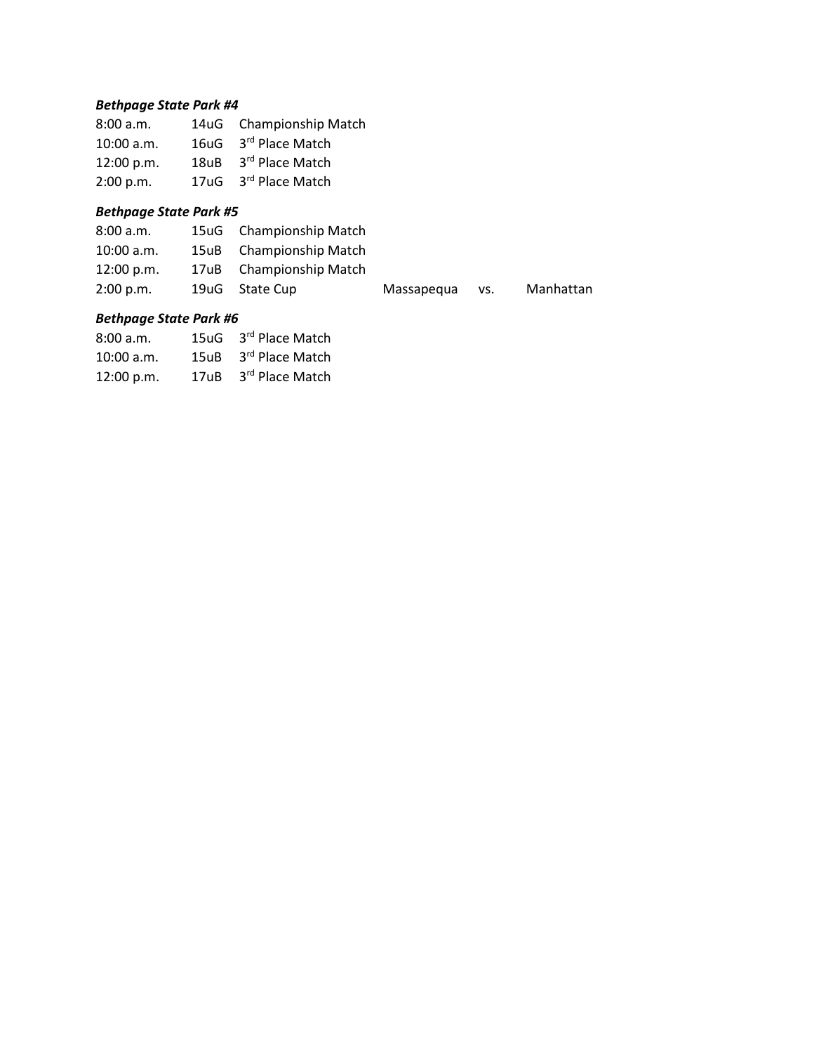***Bethpage State Park #4***

| | | |
|---|---|---|
| 8:00 a.m. | 14uG | Championship Match |
| 10:00 a.m. | 16uG | 3rd Place Match |
| 12:00 p.m. | 18uB | 3rd Place Match |
| 2:00 p.m. | 17uG | 3rd Place Match |

***Bethpage State Park #5***

| | | | | | |
|---|---|---|---|---|---|
| 8:00 a.m. | 15uG | Championship Match | | | |
| 10:00 a.m. | 15uB | Championship Match | | | |
| 12:00 p.m. | 17uB | Championship Match | | | |
| 2:00 p.m. | 19uG | State Cup | Massapequa | vs. | Manhattan |

***Bethpage State Park #6***

| | | |
|---|---|---|
| 8:00 a.m. | 15uG | 3rd Place Match |
| 10:00 a.m. | 15uB | 3rd Place Match |
| 12:00 p.m. | 17uB | 3rd Place Match |